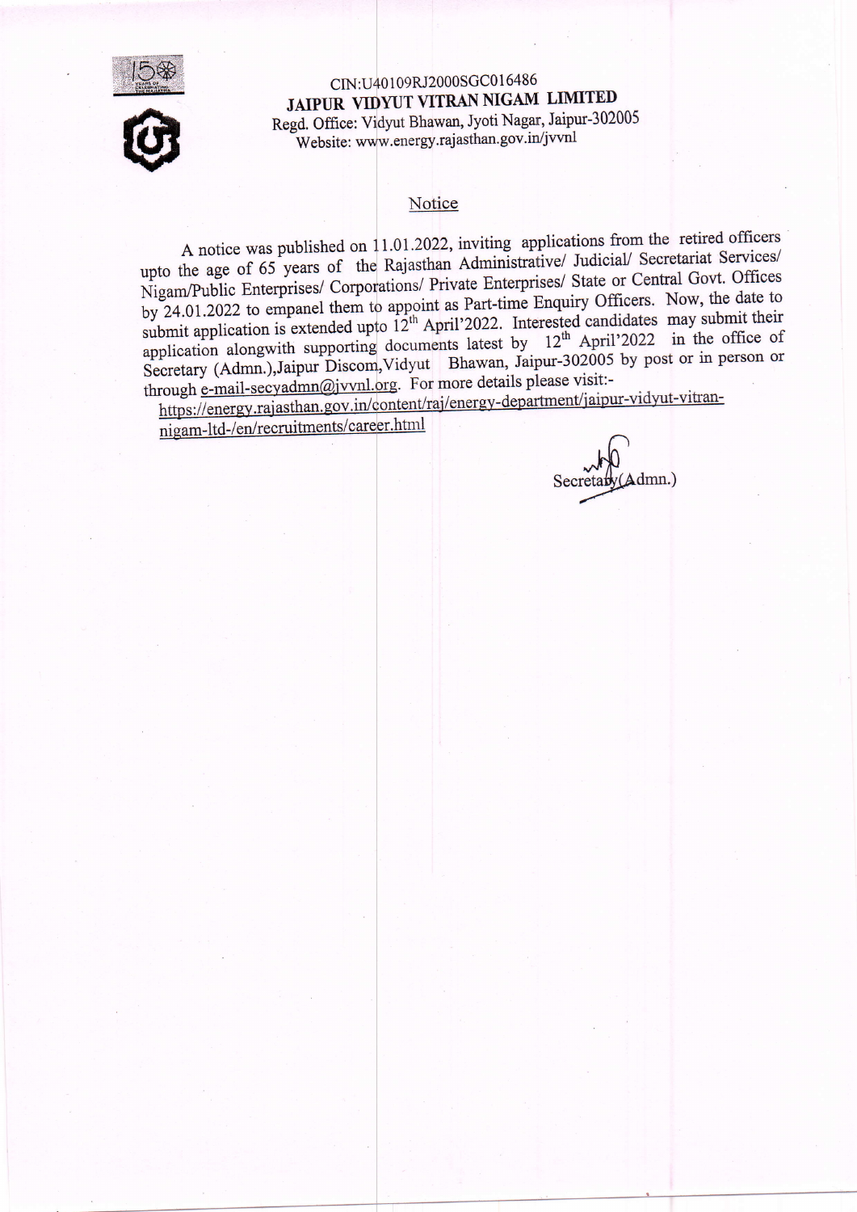CIN:U40109RJ2000SGC016486

**JAIPUR VIDYUT VITRAN NIGAM LIMITED**

Regd. Office: Vidyut Bhawan, Jyoti Nagar, Jaipur-302005

Website: www.energy.rajasthan.gov.in/jvvnl

## Notice

A notice was published on 11.01.2022, inviting applications from the retired officers upto the age of 65 years of the Rajasthan Administrative/ Judicial/ Secretariat Services/ Nigam/Public Enterprises/ Corporations/ Private Enterprises/ State or Central Govt. Offices by 24.01.2022 to empanel them to appoint as Part-time Enquiry Officers. Now, the date to submit application is extended upto 12th April'2022. Interested candidates may submit their application alongwith supporting documents latest by 12th April'2022 in the office of Secretary (Admn.),Jaipur Discom,Vidyut Bhawan, Jaipur-302005 by post or in person or through e-mail-secyadmn@jvvnl.org. For more details please visit:-
https://energy.rajasthan.gov.in/content/raj/energy-department/jaipur-vidyut-vitran-nigam-ltd-/en/recruitments/career.html

Secretary(Admn.)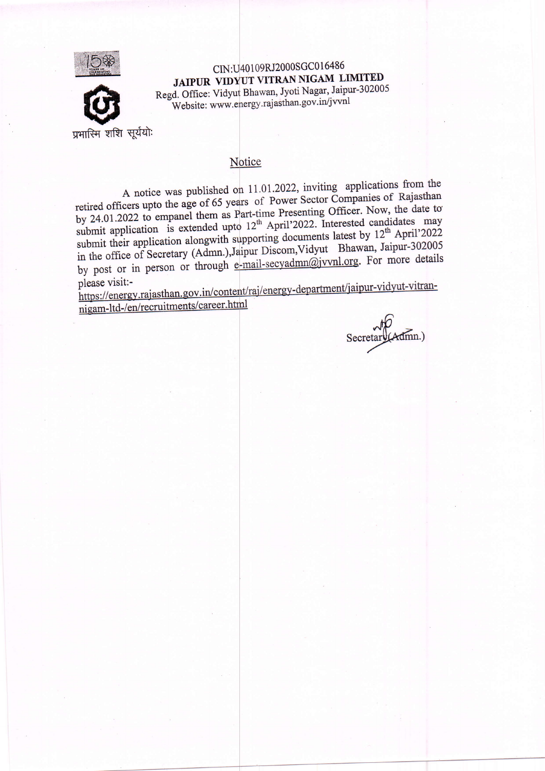CIN:U40109RJ2000SGC016486

**JAIPUR VIDYUT VITRAN NIGAM LIMITED**

Regd. Office: Vidyut Bhawan, Jyoti Nagar, Jaipur-302005

Website: www.energy.rajasthan.gov.in/jvvnl

प्रभास्मि शशि सूर्ययोः

## Notice

A notice was published on 11.01.2022, inviting applications from the retired officers upto the age of 65 years of Power Sector Companies of Rajasthan by 24.01.2022 to empanel them as Part-time Presenting Officer. Now, the date to submit application is extended upto 12th April'2022. Interested candidates may submit their application alongwith supporting documents latest by 12th April'2022 in the office of Secretary (Admn.),Jaipur Discom,Vidyut Bhawan, Jaipur-302005 by post or in person or through e-mail-secyadmn@jvvnl.org. For more details please visit:-
https://energy.rajasthan.gov.in/content/raj/energy-department/jaipur-vidyut-vitran-nigam-ltd-/en/recruitments/career.html

Secretary(Admn.)